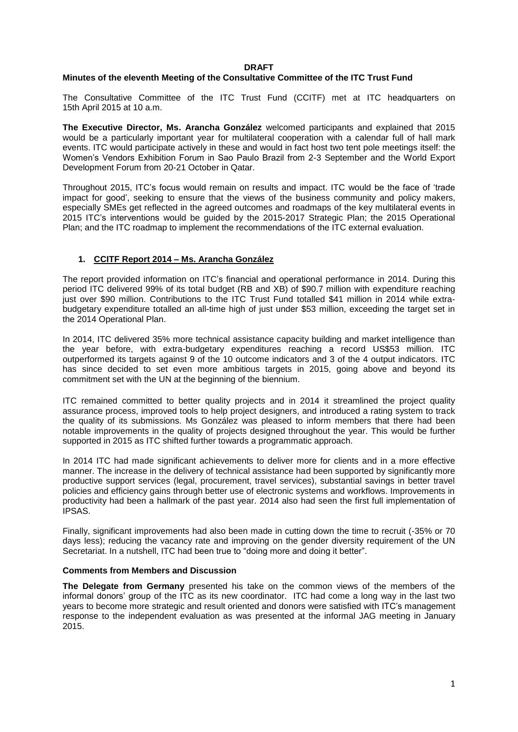**DRAFT**

**Minutes of the eleventh Meeting of the Consultative Committee of the ITC Trust Fund**

The Consultative Committee of the ITC Trust Fund (CCITF) met at ITC headquarters on 15th April 2015 at 10 a.m.

**The Executive Director, Ms. Arancha González** welcomed participants and explained that 2015 would be a particularly important year for multilateral cooperation with a calendar full of hall mark events. ITC would participate actively in these and would in fact host two tent pole meetings itself: the Women's Vendors Exhibition Forum in Sao Paulo Brazil from 2-3 September and the World Export Development Forum from 20-21 October in Qatar.

Throughout 2015, ITC's focus would remain on results and impact. ITC would be the face of 'trade impact for good', seeking to ensure that the views of the business community and policy makers, especially SMEs get reflected in the agreed outcomes and roadmaps of the key multilateral events in 2015 ITC's interventions would be guided by the 2015-2017 Strategic Plan; the 2015 Operational Plan; and the ITC roadmap to implement the recommendations of the ITC external evaluation.

## 1. CCITF Report 2014 – Ms. Arancha González

The report provided information on ITC's financial and operational performance in 2014. During this period ITC delivered 99% of its total budget (RB and XB) of $90.7 million with expenditure reaching just over $90 million. Contributions to the ITC Trust Fund totalled $41 million in 2014 while extra-budgetary expenditure totalled an all-time high of just under $53 million, exceeding the target set in the 2014 Operational Plan.

In 2014, ITC delivered 35% more technical assistance capacity building and market intelligence than the year before, with extra-budgetary expenditures reaching a record US$53 million. ITC outperformed its targets against 9 of the 10 outcome indicators and 3 of the 4 output indicators. ITC has since decided to set even more ambitious targets in 2015, going above and beyond its commitment set with the UN at the beginning of the biennium.

ITC remained committed to better quality projects and in 2014 it streamlined the project quality assurance process, improved tools to help project designers, and introduced a rating system to track the quality of its submissions. Ms González was pleased to inform members that there had been notable improvements in the quality of projects designed throughout the year. This would be further supported in 2015 as ITC shifted further towards a programmatic approach.

In 2014 ITC had made significant achievements to deliver more for clients and in a more effective manner. The increase in the delivery of technical assistance had been supported by significantly more productive support services (legal, procurement, travel services), substantial savings in better travel policies and efficiency gains through better use of electronic systems and workflows. Improvements in productivity had been a hallmark of the past year. 2014 also had seen the first full implementation of IPSAS.

Finally, significant improvements had also been made in cutting down the time to recruit (-35% or 70 days less); reducing the vacancy rate and improving on the gender diversity requirement of the UN Secretariat. In a nutshell, ITC had been true to "doing more and doing it better".

**Comments from Members and Discussion**

**The Delegate from Germany** presented his take on the common views of the members of the informal donors' group of the ITC as its new coordinator. ITC had come a long way in the last two years to become more strategic and result oriented and donors were satisfied with ITC's management response to the independent evaluation as was presented at the informal JAG meeting in January 2015.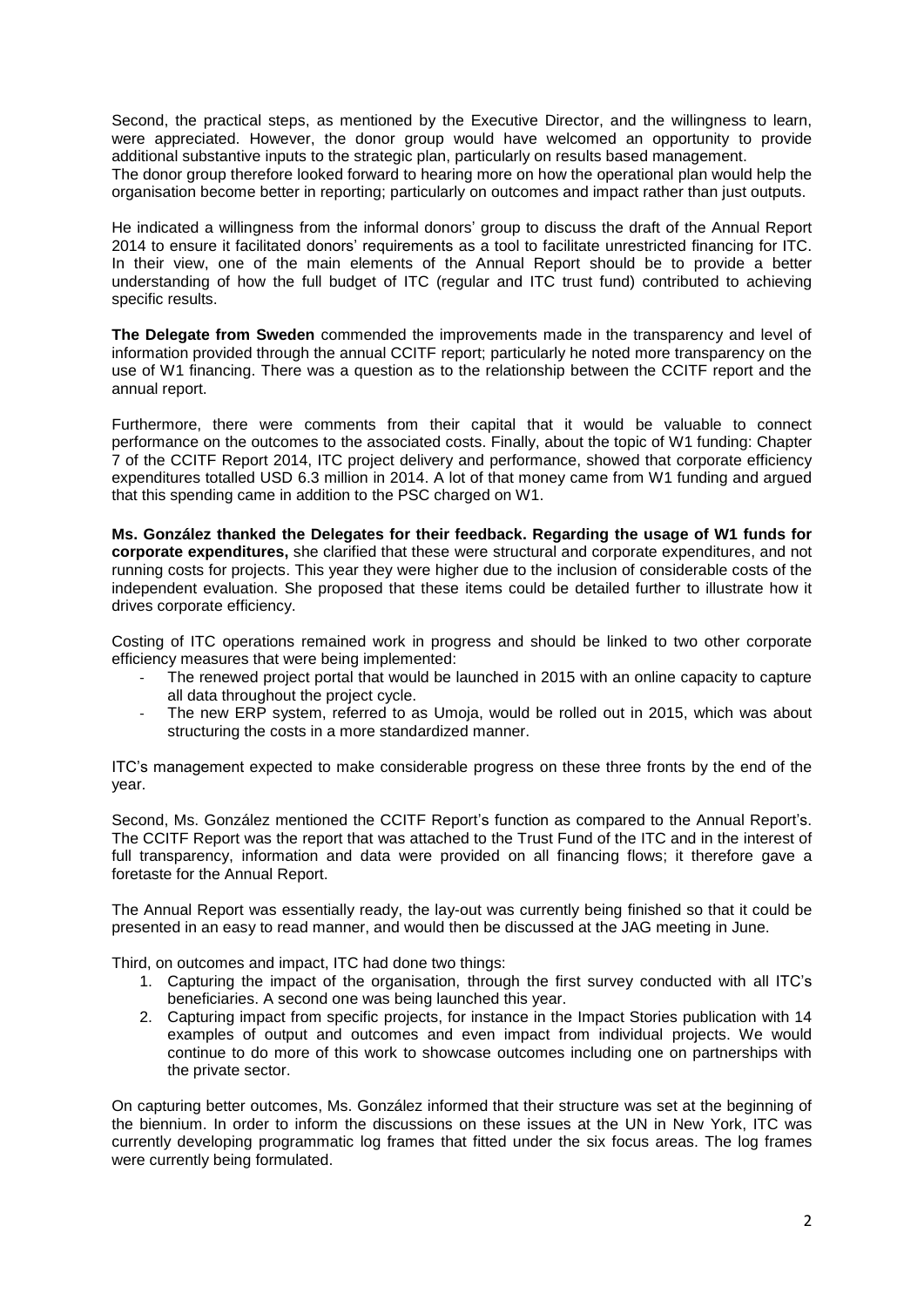Second, the practical steps, as mentioned by the Executive Director, and the willingness to learn, were appreciated. However, the donor group would have welcomed an opportunity to provide additional substantive inputs to the strategic plan, particularly on results based management.
The donor group therefore looked forward to hearing more on how the operational plan would help the organisation become better in reporting; particularly on outcomes and impact rather than just outputs.

He indicated a willingness from the informal donors' group to discuss the draft of the Annual Report 2014 to ensure it facilitated donors' requirements as a tool to facilitate unrestricted financing for ITC. In their view, one of the main elements of the Annual Report should be to provide a better understanding of how the full budget of ITC (regular and ITC trust fund) contributed to achieving specific results.

**The Delegate from Sweden** commended the improvements made in the transparency and level of information provided through the annual CCITF report; particularly he noted more transparency on the use of W1 financing. There was a question as to the relationship between the CCITF report and the annual report.

Furthermore, there were comments from their capital that it would be valuable to connect performance on the outcomes to the associated costs. Finally, about the topic of W1 funding: Chapter 7 of the CCITF Report 2014, ITC project delivery and performance, showed that corporate efficiency expenditures totalled USD 6.3 million in 2014. A lot of that money came from W1 funding and argued that this spending came in addition to the PSC charged on W1.

**Ms. González thanked the Delegates for their feedback. Regarding the usage of W1 funds for corporate expenditures,** she clarified that these were structural and corporate expenditures, and not running costs for projects. This year they were higher due to the inclusion of considerable costs of the independent evaluation. She proposed that these items could be detailed further to illustrate how it drives corporate efficiency.

Costing of ITC operations remained work in progress and should be linked to two other corporate efficiency measures that were being implemented:

- The renewed project portal that would be launched in 2015 with an online capacity to capture all data throughout the project cycle.
- The new ERP system, referred to as Umoja, would be rolled out in 2015, which was about structuring the costs in a more standardized manner.

ITC's management expected to make considerable progress on these three fronts by the end of the year.

Second, Ms. González mentioned the CCITF Report's function as compared to the Annual Report's. The CCITF Report was the report that was attached to the Trust Fund of the ITC and in the interest of full transparency, information and data were provided on all financing flows; it therefore gave a foretaste for the Annual Report.

The Annual Report was essentially ready, the lay-out was currently being finished so that it could be presented in an easy to read manner, and would then be discussed at the JAG meeting in June.

Third, on outcomes and impact, ITC had done two things:

1. Capturing the impact of the organisation, through the first survey conducted with all ITC's beneficiaries. A second one was being launched this year.
2. Capturing impact from specific projects, for instance in the Impact Stories publication with 14 examples of output and outcomes and even impact from individual projects. We would continue to do more of this work to showcase outcomes including one on partnerships with the private sector.

On capturing better outcomes, Ms. González informed that their structure was set at the beginning of the biennium. In order to inform the discussions on these issues at the UN in New York, ITC was currently developing programmatic log frames that fitted under the six focus areas. The log frames were currently being formulated.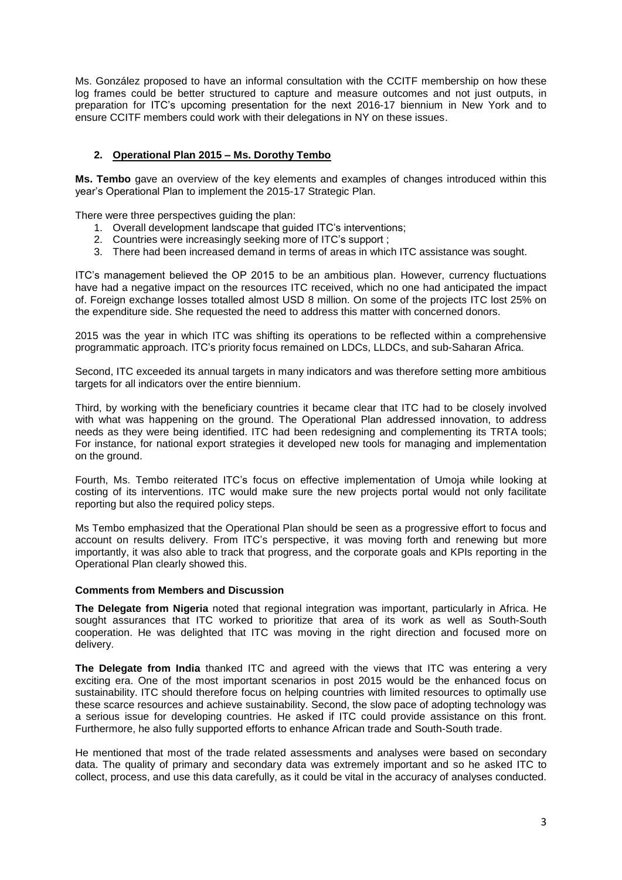Ms. González proposed to have an informal consultation with the CCITF membership on how these log frames could be better structured to capture and measure outcomes and not just outputs, in preparation for ITC's upcoming presentation for the next 2016-17 biennium in New York and to ensure CCITF members could work with their delegations in NY on these issues.

## 2. Operational Plan 2015 – Ms. Dorothy Tembo

**Ms. Tembo** gave an overview of the key elements and examples of changes introduced within this year's Operational Plan to implement the 2015-17 Strategic Plan.

There were three perspectives guiding the plan:

1. Overall development landscape that guided ITC's interventions;
2. Countries were increasingly seeking more of ITC's support ;
3. There had been increased demand in terms of areas in which ITC assistance was sought.

ITC's management believed the OP 2015 to be an ambitious plan. However, currency fluctuations have had a negative impact on the resources ITC received, which no one had anticipated the impact of. Foreign exchange losses totalled almost USD 8 million. On some of the projects ITC lost 25% on the expenditure side. She requested the need to address this matter with concerned donors.

2015 was the year in which ITC was shifting its operations to be reflected within a comprehensive programmatic approach. ITC's priority focus remained on LDCs, LLDCs, and sub-Saharan Africa.

Second, ITC exceeded its annual targets in many indicators and was therefore setting more ambitious targets for all indicators over the entire biennium.

Third, by working with the beneficiary countries it became clear that ITC had to be closely involved with what was happening on the ground. The Operational Plan addressed innovation, to address needs as they were being identified. ITC had been redesigning and complementing its TRTA tools; For instance, for national export strategies it developed new tools for managing and implementation on the ground.

Fourth, Ms. Tembo reiterated ITC's focus on effective implementation of Umoja while looking at costing of its interventions. ITC would make sure the new projects portal would not only facilitate reporting but also the required policy steps.

Ms Tembo emphasized that the Operational Plan should be seen as a progressive effort to focus and account on results delivery. From ITC's perspective, it was moving forth and renewing but more importantly, it was also able to track that progress, and the corporate goals and KPIs reporting in the Operational Plan clearly showed this.

### Comments from Members and Discussion

**The Delegate from Nigeria** noted that regional integration was important, particularly in Africa. He sought assurances that ITC worked to prioritize that area of its work as well as South-South cooperation. He was delighted that ITC was moving in the right direction and focused more on delivery.

**The Delegate from India** thanked ITC and agreed with the views that ITC was entering a very exciting era. One of the most important scenarios in post 2015 would be the enhanced focus on sustainability. ITC should therefore focus on helping countries with limited resources to optimally use these scarce resources and achieve sustainability. Second, the slow pace of adopting technology was a serious issue for developing countries. He asked if ITC could provide assistance on this front. Furthermore, he also fully supported efforts to enhance African trade and South-South trade.

He mentioned that most of the trade related assessments and analyses were based on secondary data. The quality of primary and secondary data was extremely important and so he asked ITC to collect, process, and use this data carefully, as it could be vital in the accuracy of analyses conducted.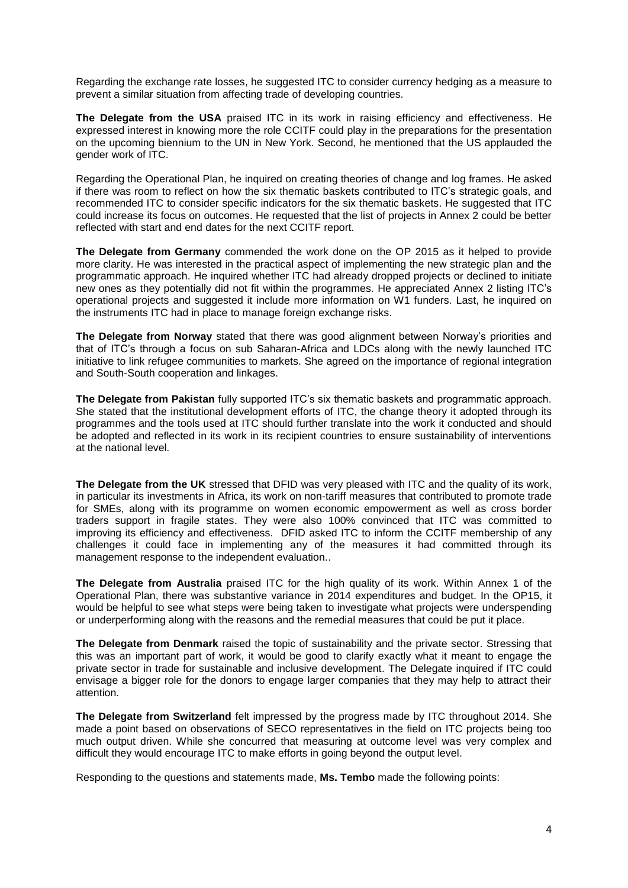Regarding the exchange rate losses, he suggested ITC to consider currency hedging as a measure to prevent a similar situation from affecting trade of developing countries.

**The Delegate from the USA** praised ITC in its work in raising efficiency and effectiveness. He expressed interest in knowing more the role CCITF could play in the preparations for the presentation on the upcoming biennium to the UN in New York. Second, he mentioned that the US applauded the gender work of ITC.

Regarding the Operational Plan, he inquired on creating theories of change and log frames. He asked if there was room to reflect on how the six thematic baskets contributed to ITC's strategic goals, and recommended ITC to consider specific indicators for the six thematic baskets. He suggested that ITC could increase its focus on outcomes. He requested that the list of projects in Annex 2 could be better reflected with start and end dates for the next CCITF report.

**The Delegate from Germany** commended the work done on the OP 2015 as it helped to provide more clarity. He was interested in the practical aspect of implementing the new strategic plan and the programmatic approach. He inquired whether ITC had already dropped projects or declined to initiate new ones as they potentially did not fit within the programmes. He appreciated Annex 2 listing ITC's operational projects and suggested it include more information on W1 funders. Last, he inquired on the instruments ITC had in place to manage foreign exchange risks.

**The Delegate from Norway** stated that there was good alignment between Norway's priorities and that of ITC's through a focus on sub Saharan-Africa and LDCs along with the newly launched ITC initiative to link refugee communities to markets. She agreed on the importance of regional integration and South-South cooperation and linkages.

**The Delegate from Pakistan** fully supported ITC's six thematic baskets and programmatic approach. She stated that the institutional development efforts of ITC, the change theory it adopted through its programmes and the tools used at ITC should further translate into the work it conducted and should be adopted and reflected in its work in its recipient countries to ensure sustainability of interventions at the national level.

**The Delegate from the UK** stressed that DFID was very pleased with ITC and the quality of its work, in particular its investments in Africa, its work on non-tariff measures that contributed to promote trade for SMEs, along with its programme on women economic empowerment as well as cross border traders support in fragile states. They were also 100% convinced that ITC was committed to improving its efficiency and effectiveness. DFID asked ITC to inform the CCITF membership of any challenges it could face in implementing any of the measures it had committed through its management response to the independent evaluation..

**The Delegate from Australia** praised ITC for the high quality of its work. Within Annex 1 of the Operational Plan, there was substantive variance in 2014 expenditures and budget. In the OP15, it would be helpful to see what steps were being taken to investigate what projects were underspending or underperforming along with the reasons and the remedial measures that could be put it place.

**The Delegate from Denmark** raised the topic of sustainability and the private sector. Stressing that this was an important part of work, it would be good to clarify exactly what it meant to engage the private sector in trade for sustainable and inclusive development. The Delegate inquired if ITC could envisage a bigger role for the donors to engage larger companies that they may help to attract their attention.

**The Delegate from Switzerland** felt impressed by the progress made by ITC throughout 2014. She made a point based on observations of SECO representatives in the field on ITC projects being too much output driven. While she concurred that measuring at outcome level was very complex and difficult they would encourage ITC to make efforts in going beyond the output level.

Responding to the questions and statements made, **Ms. Tembo** made the following points: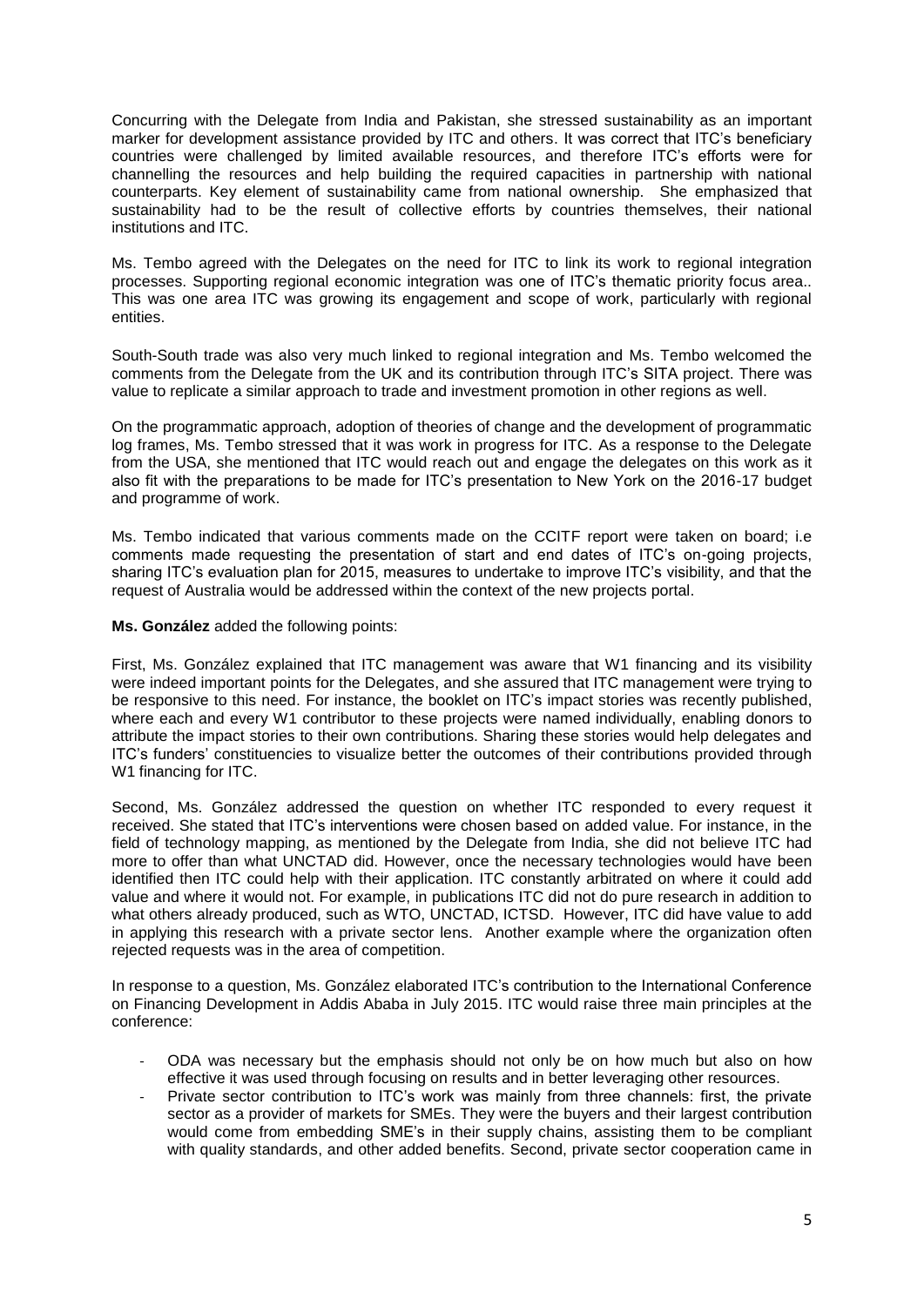Concurring with the Delegate from India and Pakistan, she stressed sustainability as an important marker for development assistance provided by ITC and others. It was correct that ITC's beneficiary countries were challenged by limited available resources, and therefore ITC's efforts were for channelling the resources and help building the required capacities in partnership with national counterparts. Key element of sustainability came from national ownership. She emphasized that sustainability had to be the result of collective efforts by countries themselves, their national institutions and ITC.

Ms. Tembo agreed with the Delegates on the need for ITC to link its work to regional integration processes. Supporting regional economic integration was one of ITC's thematic priority focus area.. This was one area ITC was growing its engagement and scope of work, particularly with regional entities.

South-South trade was also very much linked to regional integration and Ms. Tembo welcomed the comments from the Delegate from the UK and its contribution through ITC's SITA project. There was value to replicate a similar approach to trade and investment promotion in other regions as well.

On the programmatic approach, adoption of theories of change and the development of programmatic log frames, Ms. Tembo stressed that it was work in progress for ITC. As a response to the Delegate from the USA, she mentioned that ITC would reach out and engage the delegates on this work as it also fit with the preparations to be made for ITC's presentation to New York on the 2016-17 budget and programme of work.

Ms. Tembo indicated that various comments made on the CCITF report were taken on board; i.e comments made requesting the presentation of start and end dates of ITC's on-going projects, sharing ITC's evaluation plan for 2015, measures to undertake to improve ITC's visibility, and that the request of Australia would be addressed within the context of the new projects portal.

**Ms. González** added the following points:

First, Ms. González explained that ITC management was aware that W1 financing and its visibility were indeed important points for the Delegates, and she assured that ITC management were trying to be responsive to this need. For instance, the booklet on ITC's impact stories was recently published, where each and every W1 contributor to these projects were named individually, enabling donors to attribute the impact stories to their own contributions. Sharing these stories would help delegates and ITC's funders' constituencies to visualize better the outcomes of their contributions provided through W1 financing for ITC.

Second, Ms. González addressed the question on whether ITC responded to every request it received. She stated that ITC's interventions were chosen based on added value. For instance, in the field of technology mapping, as mentioned by the Delegate from India, she did not believe ITC had more to offer than what UNCTAD did. However, once the necessary technologies would have been identified then ITC could help with their application. ITC constantly arbitrated on where it could add value and where it would not. For example, in publications ITC did not do pure research in addition to what others already produced, such as WTO, UNCTAD, ICTSD. However, ITC did have value to add in applying this research with a private sector lens. Another example where the organization often rejected requests was in the area of competition.

In response to a question, Ms. González elaborated ITC's contribution to the International Conference on Financing Development in Addis Ababa in July 2015. ITC would raise three main principles at the conference:

- ODA was necessary but the emphasis should not only be on how much but also on how effective it was used through focusing on results and in better leveraging other resources.
- Private sector contribution to ITC's work was mainly from three channels: first, the private sector as a provider of markets for SMEs. They were the buyers and their largest contribution would come from embedding SME's in their supply chains, assisting them to be compliant with quality standards, and other added benefits. Second, private sector cooperation came in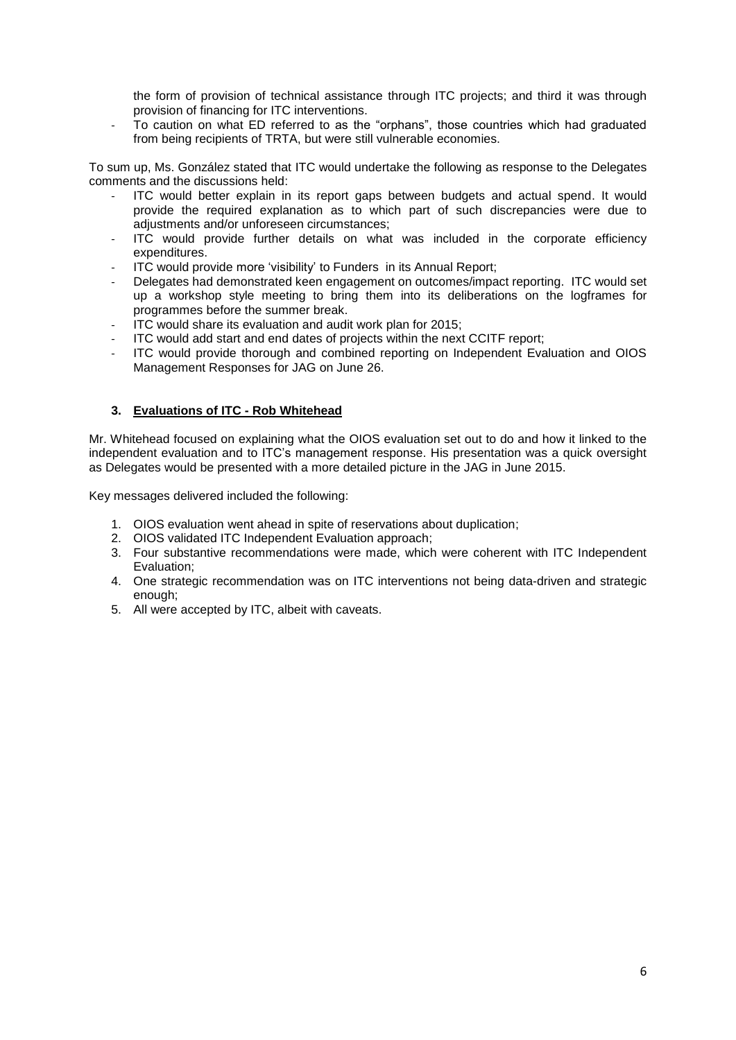the form of provision of technical assistance through ITC projects; and third it was through provision of financing for ITC interventions.

- To caution on what ED referred to as the "orphans", those countries which had graduated from being recipients of TRTA, but were still vulnerable economies.

To sum up, Ms. González stated that ITC would undertake the following as response to the Delegates comments and the discussions held:

- ITC would better explain in its report gaps between budgets and actual spend. It would provide the required explanation as to which part of such discrepancies were due to adjustments and/or unforeseen circumstances;
- ITC would provide further details on what was included in the corporate efficiency expenditures.
- ITC would provide more 'visibility' to Funders in its Annual Report;
- Delegates had demonstrated keen engagement on outcomes/impact reporting. ITC would set up a workshop style meeting to bring them into its deliberations on the logframes for programmes before the summer break.
- ITC would share its evaluation and audit work plan for 2015;
- ITC would add start and end dates of projects within the next CCITF report;
- ITC would provide thorough and combined reporting on Independent Evaluation and OIOS Management Responses for JAG on June 26.

### 3. Evaluations of ITC - Rob Whitehead

Mr. Whitehead focused on explaining what the OIOS evaluation set out to do and how it linked to the independent evaluation and to ITC's management response. His presentation was a quick oversight as Delegates would be presented with a more detailed picture in the JAG in June 2015.

Key messages delivered included the following:

1. OIOS evaluation went ahead in spite of reservations about duplication;
2. OIOS validated ITC Independent Evaluation approach;
3. Four substantive recommendations were made, which were coherent with ITC Independent Evaluation;
4. One strategic recommendation was on ITC interventions not being data-driven and strategic enough;
5. All were accepted by ITC, albeit with caveats.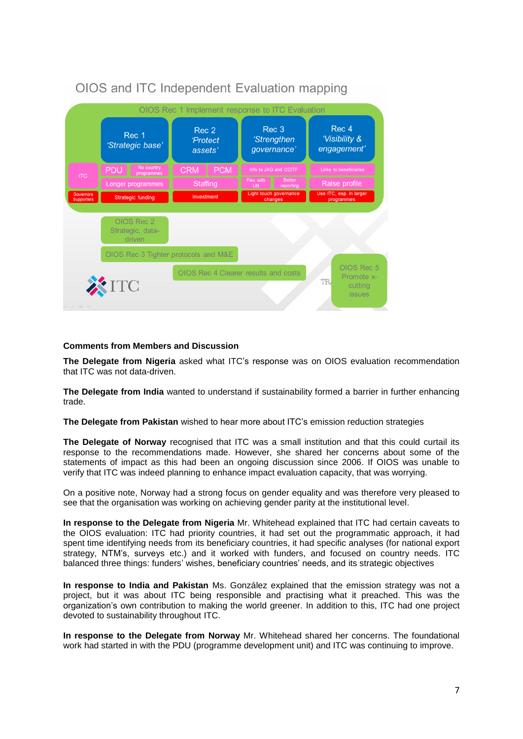## OIOS and ITC Independent Evaluation mapping

OIOS Rec 1 Implement response to ITC Evaluation

| | Rec 1 'Strategic base' | Rec 2 'Protect assets' | Rec 3 'Strengthen governance' | Rec 4 'Visibility & engagement' |
|---|---|---|---|---|
| ITC | PDU / No country programmes | CRM / PCM | Info to JAG and CCITF | Links to beneficiaries |
| | Longer programmes | Staffing | Flex with UN / Better reporting | Raise profile |
| Governors Supporters | Strategic funding | Investment | Light touch governance changes | Use ITC, esp. in larger programmes |

OIOS Rec 2 Strategic, data-driven

OIOS Rec 3 Tighter protocols and M&E

OIOS Rec 4 Clearer results and costs

OIOS Rec 5 Promote x-cutting issues

ITC

**Comments from Members and Discussion**

**The Delegate from Nigeria** asked what ITC's response was on OIOS evaluation recommendation that ITC was not data-driven.

**The Delegate from India** wanted to understand if sustainability formed a barrier in further enhancing trade.

**The Delegate from Pakistan** wished to hear more about ITC's emission reduction strategies

**The Delegate of Norway** recognised that ITC was a small institution and that this could curtail its response to the recommendations made. However, she shared her concerns about some of the statements of impact as this had been an ongoing discussion since 2006. If OIOS was unable to verify that ITC was indeed planning to enhance impact evaluation capacity, that was worrying.

On a positive note, Norway had a strong focus on gender equality and was therefore very pleased to see that the organisation was working on achieving gender parity at the institutional level.

**In response to the Delegate from Nigeria** Mr. Whitehead explained that ITC had certain caveats to the OIOS evaluation: ITC had priority countries, it had set out the programmatic approach, it had spent time identifying needs from its beneficiary countries, it had specific analyses (for national export strategy, NTM's, surveys etc.) and it worked with funders, and focused on country needs. ITC balanced three things: funders' wishes, beneficiary countries' needs, and its strategic objectives

**In response to India and Pakistan** Ms. González explained that the emission strategy was not a project, but it was about ITC being responsible and practising what it preached. This was the organization's own contribution to making the world greener. In addition to this, ITC had one project devoted to sustainability throughout ITC.

**In response to the Delegate from Norway** Mr. Whitehead shared her concerns. The foundational work had started in with the PDU (programme development unit) and ITC was continuing to improve.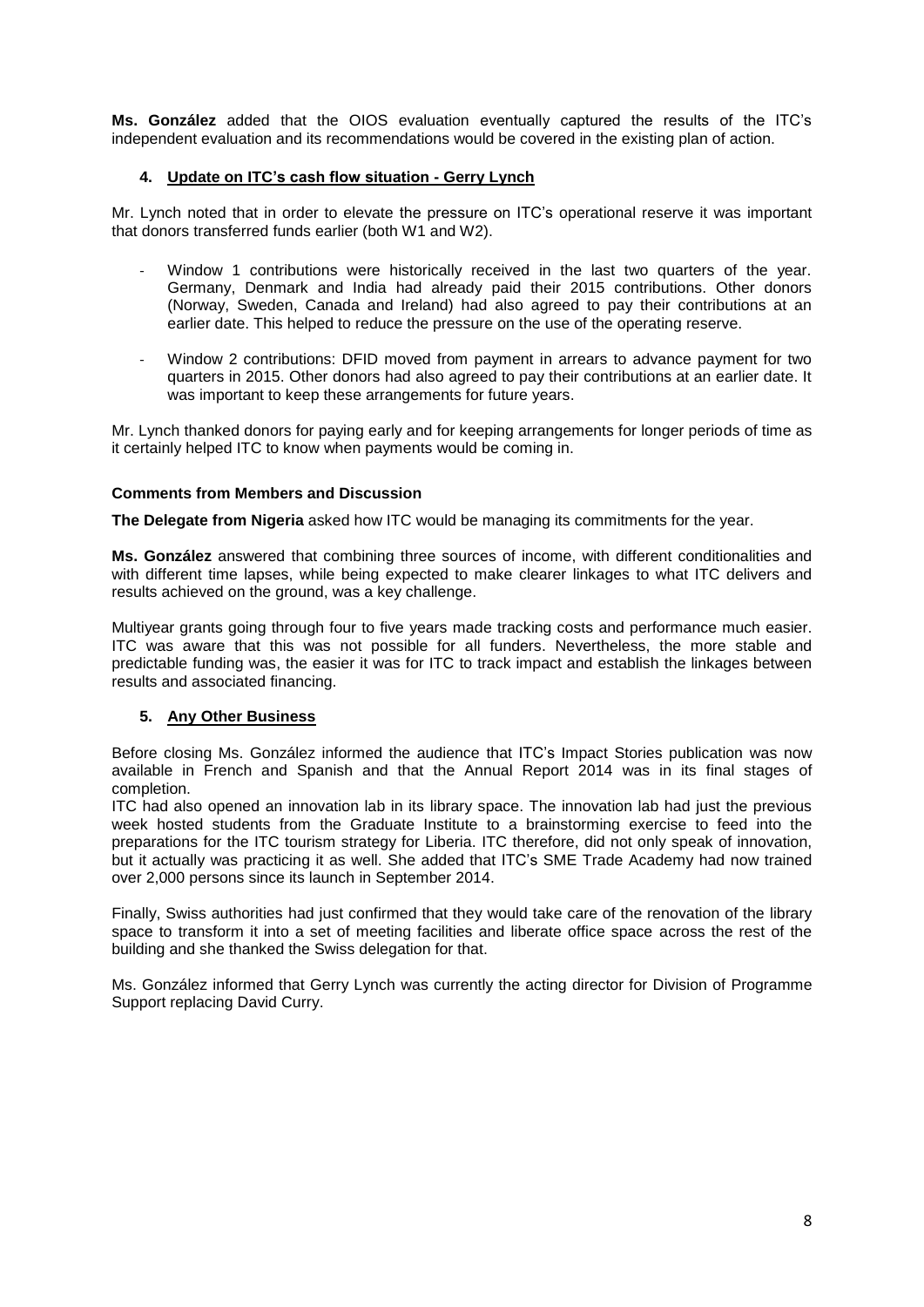**Ms. González** added that the OIOS evaluation eventually captured the results of the ITC's independent evaluation and its recommendations would be covered in the existing plan of action.

### 4. Update on ITC's cash flow situation - Gerry Lynch

Mr. Lynch noted that in order to elevate the pressure on ITC's operational reserve it was important that donors transferred funds earlier (both W1 and W2).

- Window 1 contributions were historically received in the last two quarters of the year. Germany, Denmark and India had already paid their 2015 contributions. Other donors (Norway, Sweden, Canada and Ireland) had also agreed to pay their contributions at an earlier date. This helped to reduce the pressure on the use of the operating reserve.
- Window 2 contributions: DFID moved from payment in arrears to advance payment for two quarters in 2015. Other donors had also agreed to pay their contributions at an earlier date. It was important to keep these arrangements for future years.

Mr. Lynch thanked donors for paying early and for keeping arrangements for longer periods of time as it certainly helped ITC to know when payments would be coming in.

**Comments from Members and Discussion**

**The Delegate from Nigeria** asked how ITC would be managing its commitments for the year.

**Ms. González** answered that combining three sources of income, with different conditionalities and with different time lapses, while being expected to make clearer linkages to what ITC delivers and results achieved on the ground, was a key challenge.

Multiyear grants going through four to five years made tracking costs and performance much easier. ITC was aware that this was not possible for all funders. Nevertheless, the more stable and predictable funding was, the easier it was for ITC to track impact and establish the linkages between results and associated financing.

### 5. Any Other Business

Before closing Ms. González informed the audience that ITC's Impact Stories publication was now available in French and Spanish and that the Annual Report 2014 was in its final stages of completion.
ITC had also opened an innovation lab in its library space. The innovation lab had just the previous week hosted students from the Graduate Institute to a brainstorming exercise to feed into the preparations for the ITC tourism strategy for Liberia. ITC therefore, did not only speak of innovation, but it actually was practicing it as well. She added that ITC's SME Trade Academy had now trained over 2,000 persons since its launch in September 2014.

Finally, Swiss authorities had just confirmed that they would take care of the renovation of the library space to transform it into a set of meeting facilities and liberate office space across the rest of the building and she thanked the Swiss delegation for that.

Ms. González informed that Gerry Lynch was currently the acting director for Division of Programme Support replacing David Curry.